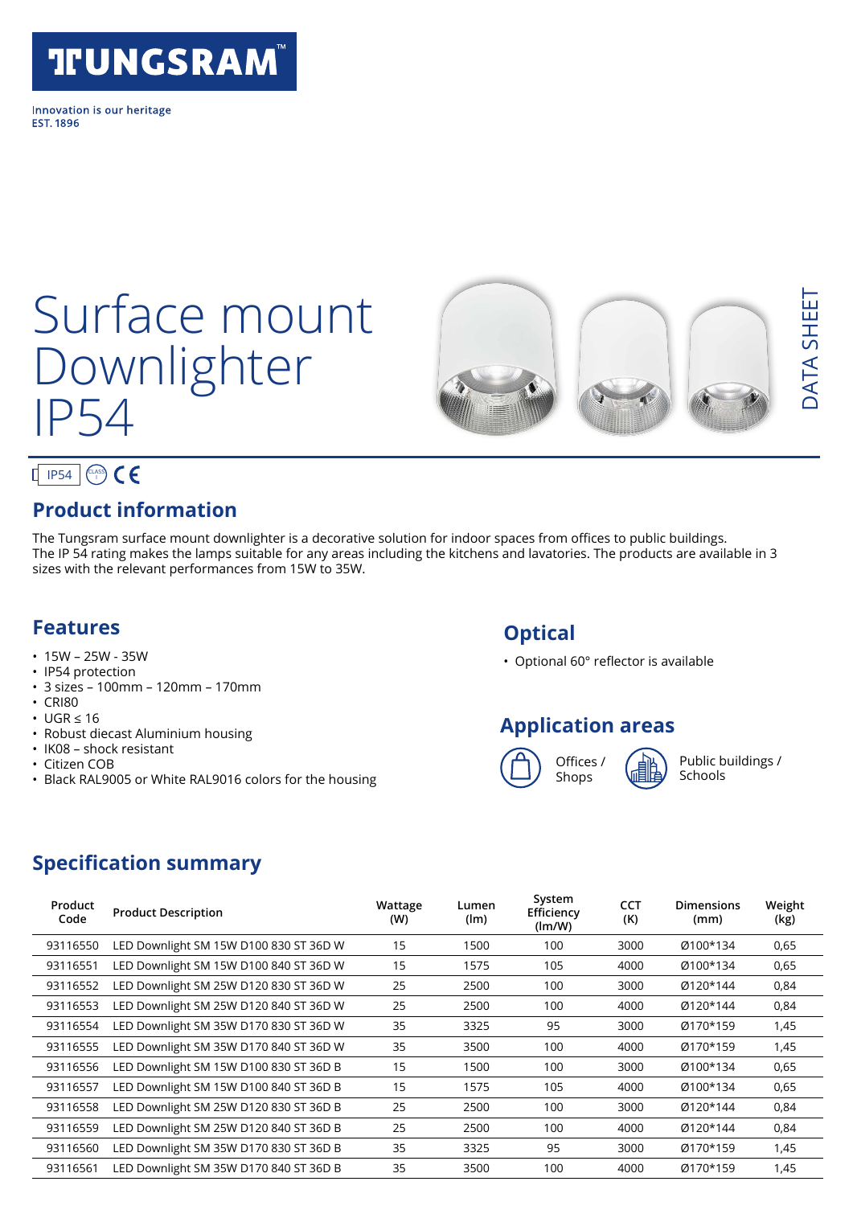TUNGSRAM™

Innovation is our heritage
EST. 1896

# Surface mount Downlighter IP54

DATA SHEET

IP54 CE

## Product information

The Tungsram surface mount downlighter is a decorative solution for indoor spaces from offices to public buildings.
The IP 54 rating makes the lamps suitable for any areas including the kitchens and lavatories. The products are available in 3 sizes with the relevant performances from 15W to 35W.

## Features

- 15W – 25W - 35W
- IP54 protection
- 3 sizes – 100mm – 120mm – 170mm
- CRI80
- UGR ≤ 16
- Robust diecast Aluminium housing
- IK08 – shock resistant
- Citizen COB
- Black RAL9005 or White RAL9016 colors for the housing

## Optical

- Optional 60° reflector is available

## Application areas

Offices / Shops

Public buildings / Schools

## Specification summary

| Product Code | Product Description | Wattage (W) | Lumen (lm) | System Efficiency (lm/W) | CCT (K) | Dimensions (mm) | Weight (kg) |
|---|---|---|---|---|---|---|---|
| 93116550 | LED Downlight SM 15W D100 830 ST 36D W | 15 | 1500 | 100 | 3000 | Ø100*134 | 0,65 |
| 93116551 | LED Downlight SM 15W D100 840 ST 36D W | 15 | 1575 | 105 | 4000 | Ø100*134 | 0,65 |
| 93116552 | LED Downlight SM 25W D120 830 ST 36D W | 25 | 2500 | 100 | 3000 | Ø120*144 | 0,84 |
| 93116553 | LED Downlight SM 25W D120 840 ST 36D W | 25 | 2500 | 100 | 4000 | Ø120*144 | 0,84 |
| 93116554 | LED Downlight SM 35W D170 830 ST 36D W | 35 | 3325 | 95 | 3000 | Ø170*159 | 1,45 |
| 93116555 | LED Downlight SM 35W D170 840 ST 36D W | 35 | 3500 | 100 | 4000 | Ø170*159 | 1,45 |
| 93116556 | LED Downlight SM 15W D100 830 ST 36D B | 15 | 1500 | 100 | 3000 | Ø100*134 | 0,65 |
| 93116557 | LED Downlight SM 15W D100 840 ST 36D B | 15 | 1575 | 105 | 4000 | Ø100*134 | 0,65 |
| 93116558 | LED Downlight SM 25W D120 830 ST 36D B | 25 | 2500 | 100 | 3000 | Ø120*144 | 0,84 |
| 93116559 | LED Downlight SM 25W D120 840 ST 36D B | 25 | 2500 | 100 | 4000 | Ø120*144 | 0,84 |
| 93116560 | LED Downlight SM 35W D170 830 ST 36D B | 35 | 3325 | 95 | 3000 | Ø170*159 | 1,45 |
| 93116561 | LED Downlight SM 35W D170 840 ST 36D B | 35 | 3500 | 100 | 4000 | Ø170*159 | 1,45 |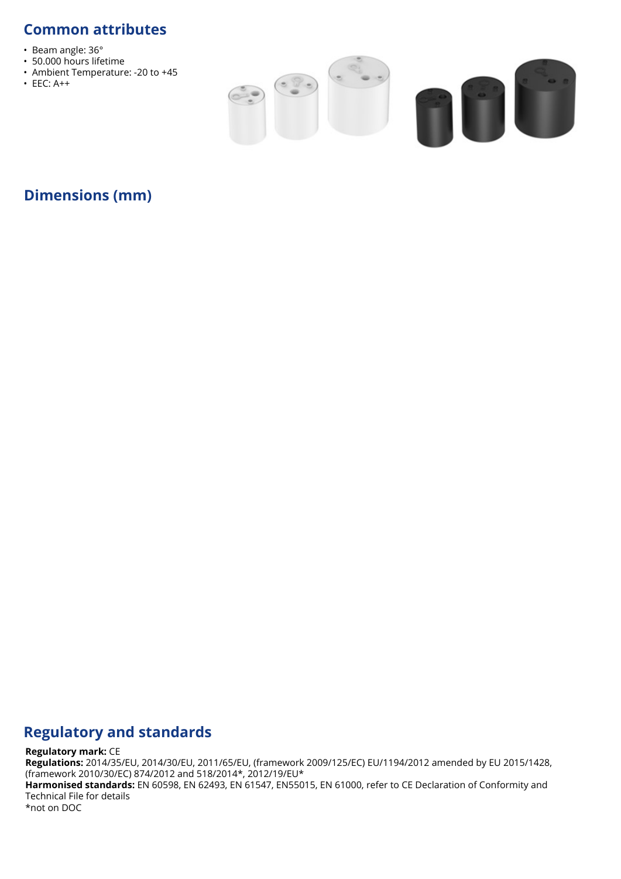## Common attributes

- Beam angle: 36°
- 50.000 hours lifetime
- Ambient Temperature: -20 to +45
- EEC: A++

## Dimensions (mm)

## Regulatory and standards

**Regulatory mark:** CE
**Regulations:** 2014/35/EU, 2014/30/EU, 2011/65/EU, (framework 2009/125/EC) EU/1194/2012 amended by EU 2015/1428, (framework 2010/30/EC) 874/2012 and 518/2014*, 2012/19/EU*
**Harmonised standards:** EN 60598, EN 62493, EN 61547, EN55015, EN 61000, refer to CE Declaration of Conformity and Technical File for details
*not on DOC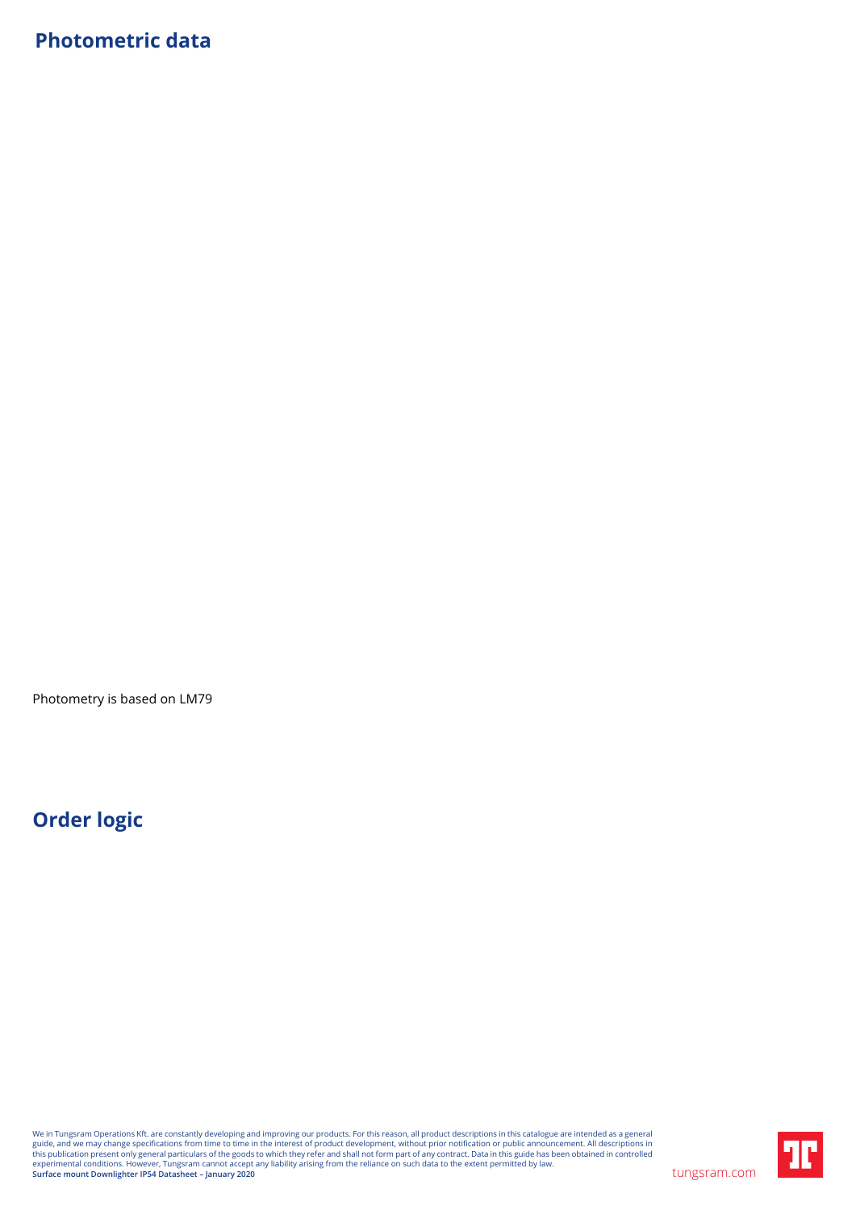## Photometric data

Photometry is based on LM79

## Order logic

We in Tungsram Operations Kft. are constantly developing and improving our products. For this reason, all product descriptions in this catalogue are intended as a general guide, and we may change specifications from time to time in the interest of product development, without prior notification or public announcement. All descriptions in this publication present only general particulars of the goods to which they refer and shall not form part of any contract. Data in this guide has been obtained in controlled experimental conditions. However, Tungsram cannot accept any liability arising from the reliance on such data to the extent permitted by law.
**Surface mount Downlighter IP54 Datasheet – January 2020**

tungsram.com